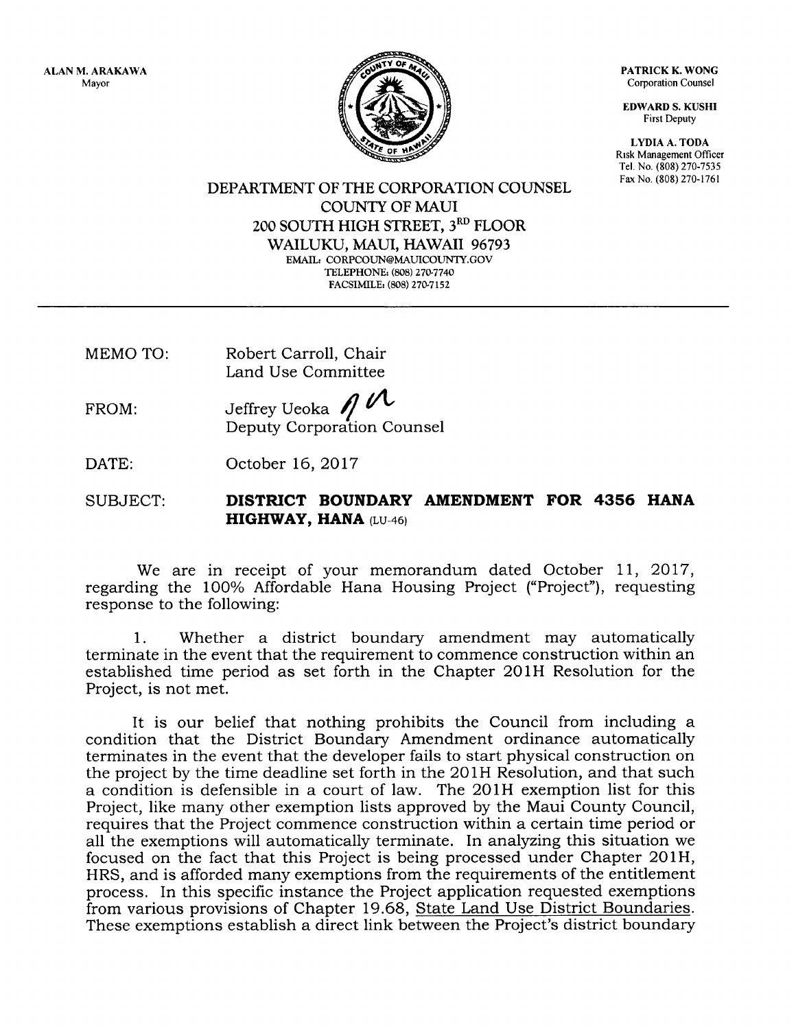ALAN M. ARAKAWA
Mayor

PATRICK K. WONG
Corporation Counsel

EDWARD S. KUSHI
First Deputy

LYDIA A. TODA
Risk Management Officer
Tel. No. (808) 270-7535
Fax No. (808) 270-1761

DEPARTMENT OF THE CORPORATION COUNSEL
COUNTY OF MAUI
200 SOUTH HIGH STREET, 3[RD] FLOOR
WAILUKU, MAUI, HAWAII 96793
EMAIL: CORPCOUN@MAUICOUNTY.GOV
TELEPHONE: (808) 270-7740
FACSIMILE: (808) 270-7152

---

MEMO TO: Robert Carroll, Chair
Land Use Committee

FROM: Jeffrey Ueoka
Deputy Corporation Counsel

DATE: October 16, 2017

SUBJECT: **DISTRICT BOUNDARY AMENDMENT FOR 4356 HANA HIGHWAY, HANA** (LU-46)

We are in receipt of your memorandum dated October 11, 2017, regarding the 100% Affordable Hana Housing Project ("Project"), requesting response to the following:

1. Whether a district boundary amendment may automatically terminate in the event that the requirement to commence construction within an established time period as set forth in the Chapter 201H Resolution for the Project, is not met.

It is our belief that nothing prohibits the Council from including a condition that the District Boundary Amendment ordinance automatically terminates in the event that the developer fails to start physical construction on the project by the time deadline set forth in the 201H Resolution, and that such a condition is defensible in a court of law. The 201H exemption list for this Project, like many other exemption lists approved by the Maui County Council, requires that the Project commence construction within a certain time period or all the exemptions will automatically terminate. In analyzing this situation we focused on the fact that this Project is being processed under Chapter 201H, HRS, and is afforded many exemptions from the requirements of the entitlement process. In this specific instance the Project application requested exemptions from various provisions of Chapter 19.68, State Land Use District Boundaries. These exemptions establish a direct link between the Project's district boundary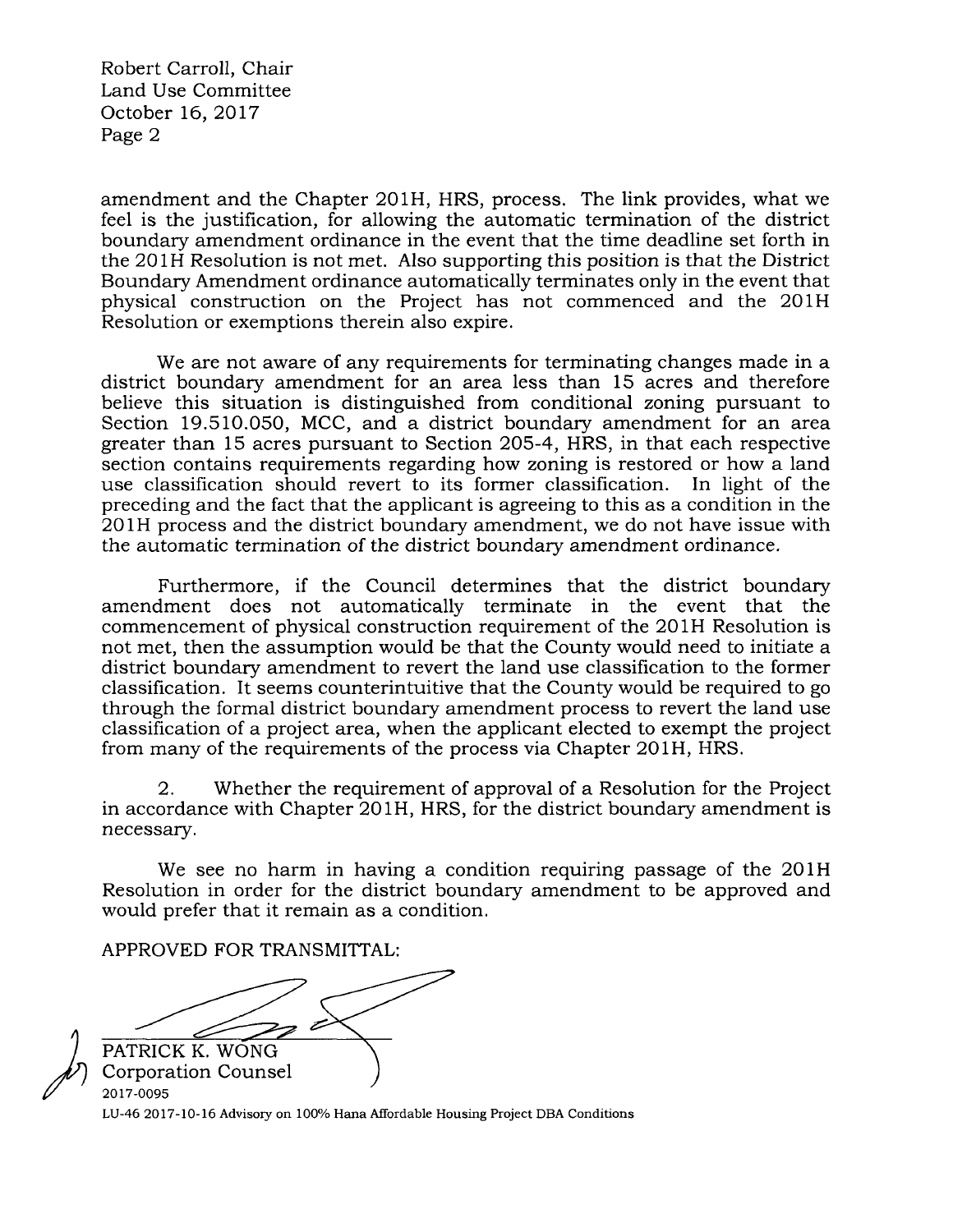amendment and the Chapter 201H, HRS, process. The link provides, what we feel is the justification, for allowing the automatic termination of the district boundary amendment ordinance in the event that the time deadline set forth in the 201H Resolution is not met. Also supporting this position is that the District Boundary Amendment ordinance automatically terminates only in the event that physical construction on the Project has not commenced and the 201H Resolution or exemptions therein also expire.

We are not aware of any requirements for terminating changes made in a district boundary amendment for an area less than 15 acres and therefore believe this situation is distinguished from conditional zoning pursuant to Section 19.510.050, MCC, and a district boundary amendment for an area greater than 15 acres pursuant to Section 205-4, HRS, in that each respective section contains requirements regarding how zoning is restored or how a land use classification should revert to its former classification. In light of the preceding and the fact that the applicant is agreeing to this as a condition in the 201H process and the district boundary amendment, we do not have issue with the automatic termination of the district boundary amendment ordinance.

Furthermore, if the Council determines that the district boundary amendment does not automatically terminate in the event that the commencement of physical construction requirement of the 201H Resolution is not met, then the assumption would be that the County would need to initiate a district boundary amendment to revert the land use classification to the former classification. It seems counterintuitive that the County would be required to go through the formal district boundary amendment process to revert the land use classification of a project area, when the applicant elected to exempt the project from many of the requirements of the process via Chapter 201H, HRS.

2. Whether the requirement of approval of a Resolution for the Project in accordance with Chapter 201H, HRS, for the district boundary amendment is necessary.

We see no harm in having a condition requiring passage of the 201H Resolution in order for the district boundary amendment to be approved and would prefer that it remain as a condition.

APPROVED FOR TRANSMITTAL:

PATRICK K. WONG
Corporation Counsel

2017-0095
LU-46 2017-10-16 Advisory on 100% Hana Affordable Housing Project DBA Conditions